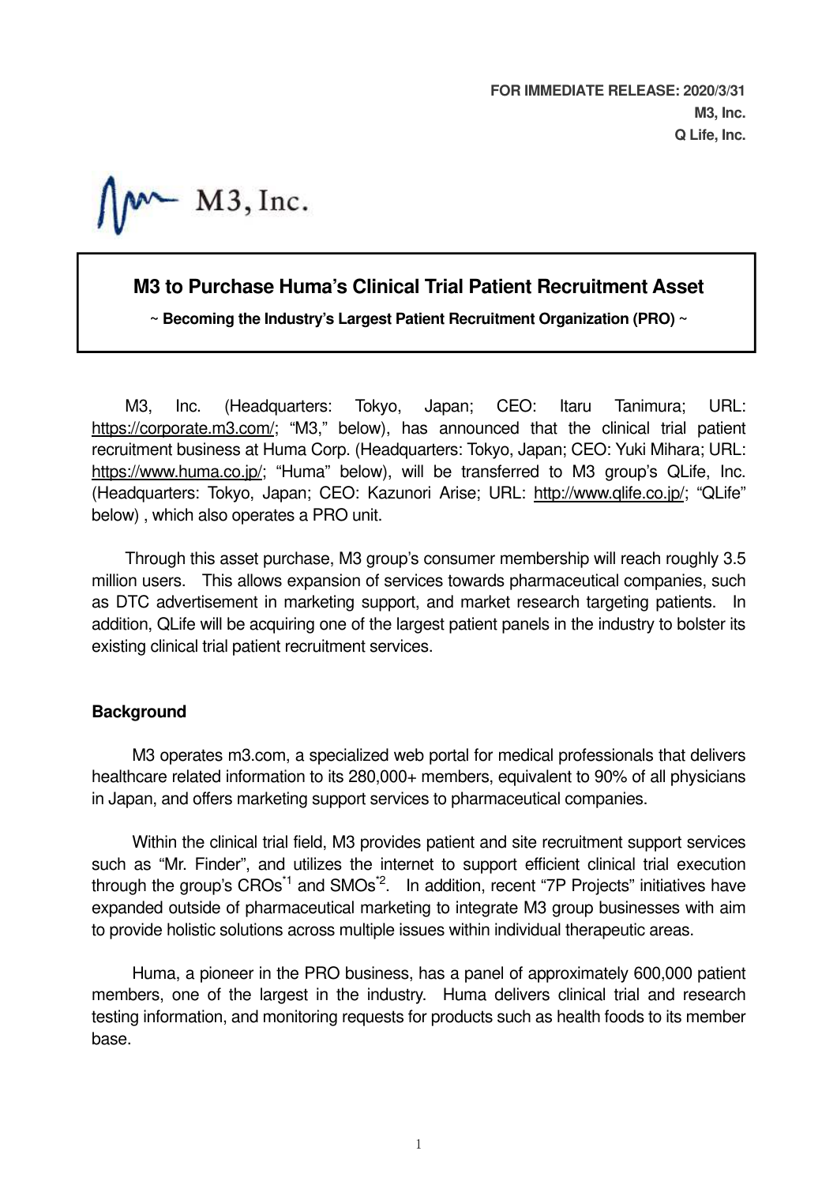**FOR IMMEDIATE RELEASE: 2020/3/31**
**M3, Inc.**
**Q Life, Inc.**

M3, Inc.

# M3 to Purchase Huma's Clinical Trial Patient Recruitment Asset

**~ Becoming the Industry's Largest Patient Recruitment Organization (PRO) ~**

M3, Inc. (Headquarters: Tokyo, Japan; CEO: Itaru Tanimura; URL: https://corporate.m3.com/; "M3," below), has announced that the clinical trial patient recruitment business at Huma Corp. (Headquarters: Tokyo, Japan; CEO: Yuki Mihara; URL: https://www.huma.co.jp/; "Huma" below), will be transferred to M3 group's QLife, Inc. (Headquarters: Tokyo, Japan; CEO: Kazunori Arise; URL: http://www.qlife.co.jp/; "QLife" below) , which also operates a PRO unit.

Through this asset purchase, M3 group's consumer membership will reach roughly 3.5 million users. This allows expansion of services towards pharmaceutical companies, such as DTC advertisement in marketing support, and market research targeting patients. In addition, QLife will be acquiring one of the largest patient panels in the industry to bolster its existing clinical trial patient recruitment services.

## Background

M3 operates m3.com, a specialized web portal for medical professionals that delivers healthcare related information to its 280,000+ members, equivalent to 90% of all physicians in Japan, and offers marketing support services to pharmaceutical companies.

Within the clinical trial field, M3 provides patient and site recruitment support services such as "Mr. Finder", and utilizes the internet to support efficient clinical trial execution through the group's CROs[*1] and SMOs[*2]. In addition, recent "7P Projects" initiatives have expanded outside of pharmaceutical marketing to integrate M3 group businesses with aim to provide holistic solutions across multiple issues within individual therapeutic areas.

Huma, a pioneer in the PRO business, has a panel of approximately 600,000 patient members, one of the largest in the industry. Huma delivers clinical trial and research testing information, and monitoring requests for products such as health foods to its member base.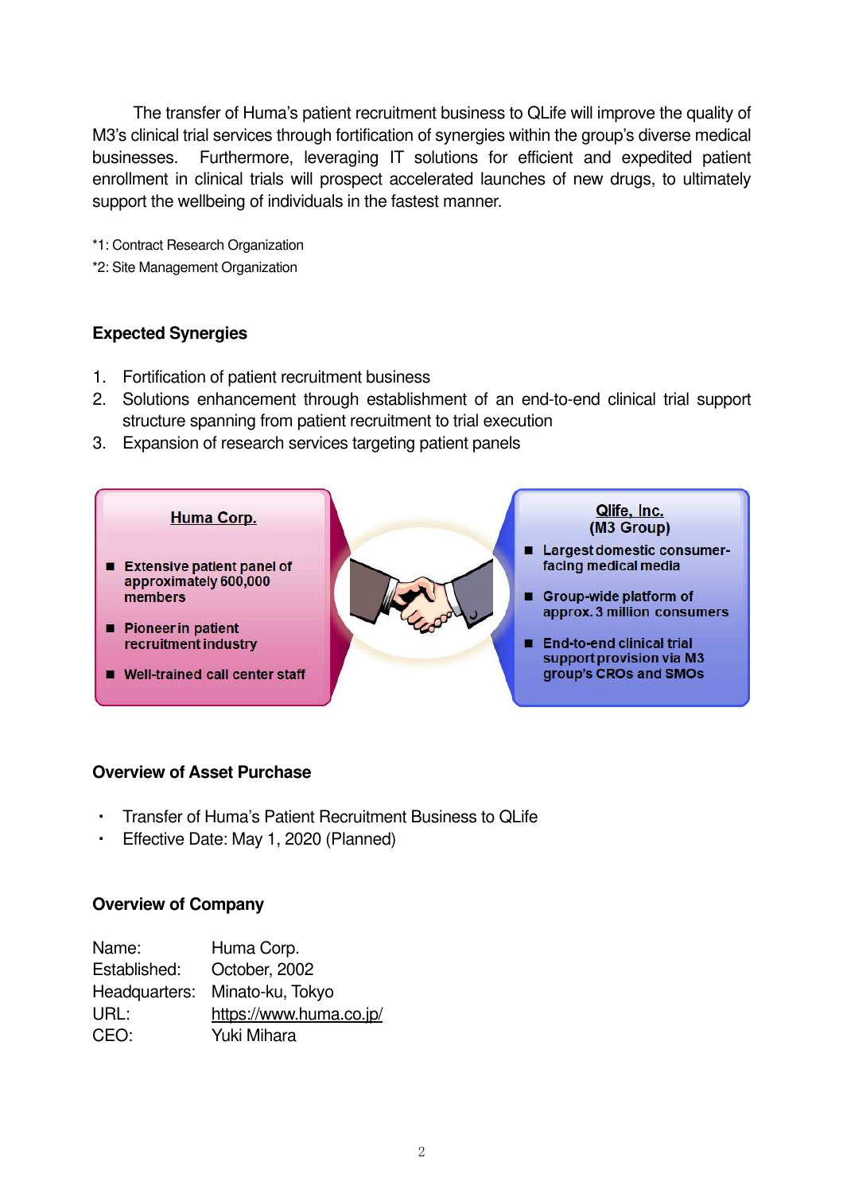The transfer of Huma's patient recruitment business to QLife will improve the quality of M3's clinical trial services through fortification of synergies within the group's diverse medical businesses. Furthermore, leveraging IT solutions for efficient and expedited patient enrollment in clinical trials will prospect accelerated launches of new drugs, to ultimately support the wellbeing of individuals in the fastest manner.

*1: Contract Research Organization
*2: Site Management Organization

## Expected Synergies

1. Fortification of patient recruitment business
2. Solutions enhancement through establishment of an end-to-end clinical trial support structure spanning from patient recruitment to trial execution
3. Expansion of research services targeting patient panels

**Huma Corp.**

- Extensive patient panel of approximately 600,000 members
- Pioneer in patient recruitment industry
- Well-trained call center staff

**Qlife, Inc. (M3 Group)**

- Largest domestic consumer-facing medical media
- Group-wide platform of approx. 3 million consumers
- End-to-end clinical trial support provision via M3 group's CROs and SMOs

## Overview of Asset Purchase

- Transfer of Huma's Patient Recruitment Business to QLife
- Effective Date: May 1, 2020 (Planned)

## Overview of Company

| | |
|---|---|
| Name: | Huma Corp. |
| Established: | October, 2002 |
| Headquarters: | Minato-ku, Tokyo |
| URL: | https://www.huma.co.jp/ |
| CEO: | Yuki Mihara |